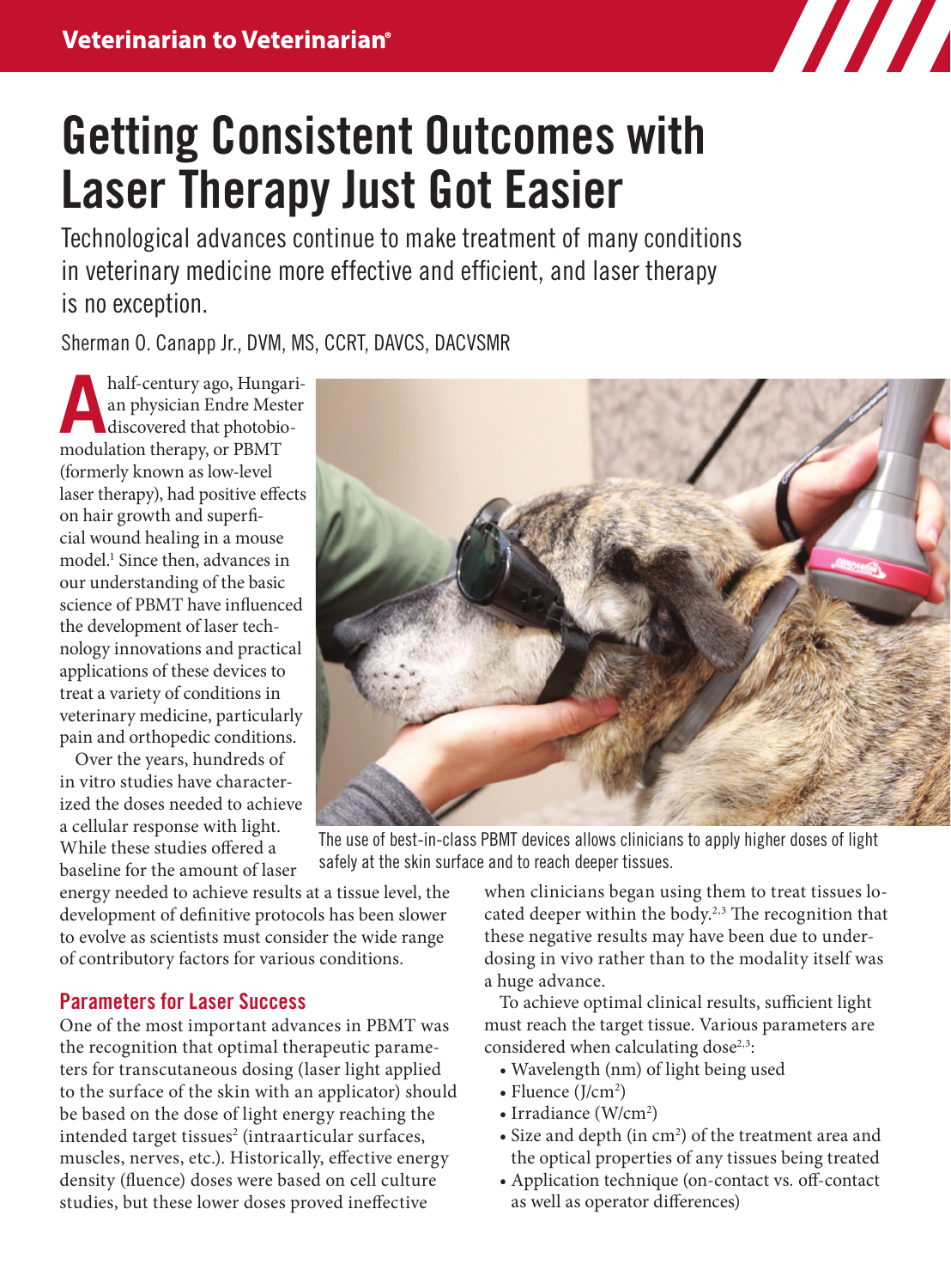# Getting Consistent Outcomes with Laser Therapy Just Got Easier

Technological advances continue to make treatment of many conditions in veterinary medicine more effective and efficient, and laser therapy is no exception.

Sherman O. Canapp Jr., DVM, MS, CCRT, DAVCS, DACVSMR

A half-century ago, Hungarian physician Endre Mester discovered that photobiomodulation therapy, or PBMT (formerly known as low-level laser therapy), had positive effects on hair growth and superficial wound healing in a mouse model.[1] Since then, advances in our understanding of the basic science of PBMT have influenced the development of laser technology innovations and practical applications of these devices to treat a variety of conditions in veterinary medicine, particularly pain and orthopedic conditions.

Over the years, hundreds of in vitro studies have characterized the doses needed to achieve a cellular response with light. While these studies offered a baseline for the amount of laser energy needed to achieve results at a tissue level, the development of definitive protocols has been slower to evolve as scientists must consider the wide range of contributory factors for various conditions.

The use of best-in-class PBMT devices allows clinicians to apply higher doses of light safely at the skin surface and to reach deeper tissues.

## Parameters for Laser Success

One of the most important advances in PBMT was the recognition that optimal therapeutic parameters for transcutaneous dosing (laser light applied to the surface of the skin with an applicator) should be based on the dose of light energy reaching the intended target tissues[2] (intraarticular surfaces, muscles, nerves, etc.). Historically, effective energy density (fluence) doses were based on cell culture studies, but these lower doses proved ineffective when clinicians began using them to treat tissues located deeper within the body.[2,3] The recognition that these negative results may have been due to underdosing in vivo rather than to the modality itself was a huge advance.

To achieve optimal clinical results, sufficient light must reach the target tissue. Various parameters are considered when calculating dose[2,3]:

- Wavelength (nm) of light being used
- Fluence (J/cm$^2$)
- Irradiance (W/cm$^2$)
- Size and depth (in cm$^2$) of the treatment area and the optical properties of any tissues being treated
- Application technique (on-contact vs. off-contact as well as operator differences)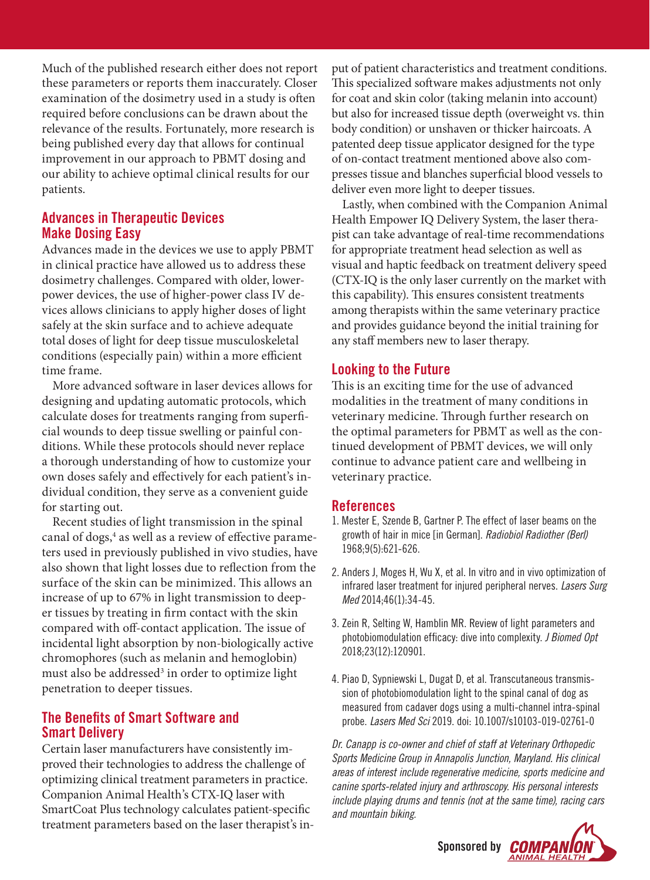Much of the published research either does not report these parameters or reports them inaccurately. Closer examination of the dosimetry used in a study is often required before conclusions can be drawn about the relevance of the results. Fortunately, more research is being published every day that allows for continual improvement in our approach to PBMT dosing and our ability to achieve optimal clinical results for our patients.

## Advances in Therapeutic Devices Make Dosing Easy

Advances made in the devices we use to apply PBMT in clinical practice have allowed us to address these dosimetry challenges. Compared with older, lower-power devices, the use of higher-power class IV devices allows clinicians to apply higher doses of light safely at the skin surface and to achieve adequate total doses of light for deep tissue musculoskeletal conditions (especially pain) within a more efficient time frame.

More advanced software in laser devices allows for designing and updating automatic protocols, which calculate doses for treatments ranging from superficial wounds to deep tissue swelling or painful conditions. While these protocols should never replace a thorough understanding of how to customize your own doses safely and effectively for each patient's individual condition, they serve as a convenient guide for starting out.

Recent studies of light transmission in the spinal canal of dogs,[4] as well as a review of effective parameters used in previously published in vivo studies, have also shown that light losses due to reflection from the surface of the skin can be minimized. This allows an increase of up to 67% in light transmission to deeper tissues by treating in firm contact with the skin compared with off-contact application. The issue of incidental light absorption by non-biologically active chromophores (such as melanin and hemoglobin) must also be addressed[3] in order to optimize light penetration to deeper tissues.

## The Benefits of Smart Software and Smart Delivery

Certain laser manufacturers have consistently improved their technologies to address the challenge of optimizing clinical treatment parameters in practice. Companion Animal Health's CTX-IQ laser with SmartCoat Plus technology calculates patient-specific treatment parameters based on the laser therapist's input of patient characteristics and treatment conditions. This specialized software makes adjustments not only for coat and skin color (taking melanin into account) but also for increased tissue depth (overweight vs. thin body condition) or unshaven or thicker haircoats. A patented deep tissue applicator designed for the type of on-contact treatment mentioned above also compresses tissue and blanches superficial blood vessels to deliver even more light to deeper tissues.

Lastly, when combined with the Companion Animal Health Empower IQ Delivery System, the laser therapist can take advantage of real-time recommendations for appropriate treatment head selection as well as visual and haptic feedback on treatment delivery speed (CTX-IQ is the only laser currently on the market with this capability). This ensures consistent treatments among therapists within the same veterinary practice and provides guidance beyond the initial training for any staff members new to laser therapy.

## Looking to the Future

This is an exciting time for the use of advanced modalities in the treatment of many conditions in veterinary medicine. Through further research on the optimal parameters for PBMT as well as the continued development of PBMT devices, we will only continue to advance patient care and wellbeing in veterinary practice.

## References

1. Mester E, Szende B, Gartner P. The effect of laser beams on the growth of hair in mice [in German]. *Radiobiol Radiother (Berl)* 1968;9(5):621-626.
2. Anders J, Moges H, Wu X, et al. In vitro and in vivo optimization of infrared laser treatment for injured peripheral nerves. *Lasers Surg Med* 2014;46(1):34-45.
3. Zein R, Selting W, Hamblin MR. Review of light parameters and photobiomodulation efficacy: dive into complexity. *J Biomed Opt* 2018;23(12):120901.
4. Piao D, Sypniewski L, Dugat D, et al. Transcutaneous transmission of photobiomodulation light to the spinal canal of dog as measured from cadaver dogs using a multi-channel intra-spinal probe. *Lasers Med Sci* 2019. doi: 10.1007/s10103-019-02761-0

*Dr. Canapp is co-owner and chief of staff at Veterinary Orthopedic Sports Medicine Group in Annapolis Junction, Maryland. His clinical areas of interest include regenerative medicine, sports medicine and canine sports-related injury and arthroscopy. His personal interests include playing drums and tennis (not at the same time), racing cars and mountain biking.*

Sponsored by COMPANION ANIMAL HEALTH